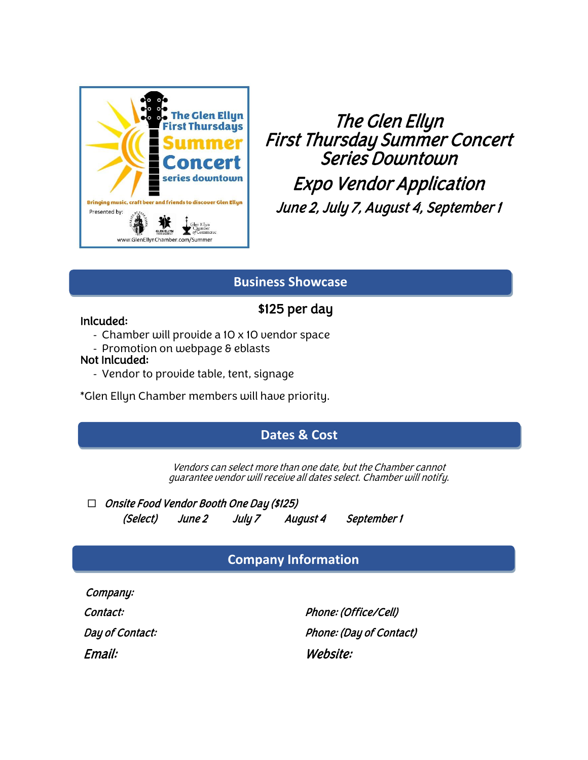The Glen Ellyn First Thursdays Summer Concert series downtown

Bringing music, craft beer and friends to discover Glen Ellyn

Presented by:

www.GlenEllynChamber.com/Summer

# The Glen Ellyn First Thursday Summer Concert Series Downtown

## Expo Vendor Application

*June 2, July 7, August 4, September 1*

## Business Showcase

**$125 per day**

**Inlcuded:**

- Chamber will provide a 10 x 10 vendor space
- Promotion on webpage & eblasts

**Not Inlcuded:**

- Vendor to provide table, tent, signage

*Glen Ellyn Chamber members will have priority.

## Dates & Cost

*Vendors can select more than one date, but the Chamber cannot guarantee vendor will receive all dates select. Chamber will notify.*

☐ *Onsite Food Vendor Booth One Day ($125)*

*(Select)*   *June 2*   *July 7*   *August 4*   *September 1*

## Company Information

*Company:*

*Contact:*

*Phone: (Office/Cell)*

*Day of Contact:*

*Phone: (Day of Contact)*

*Email:*

*Website:*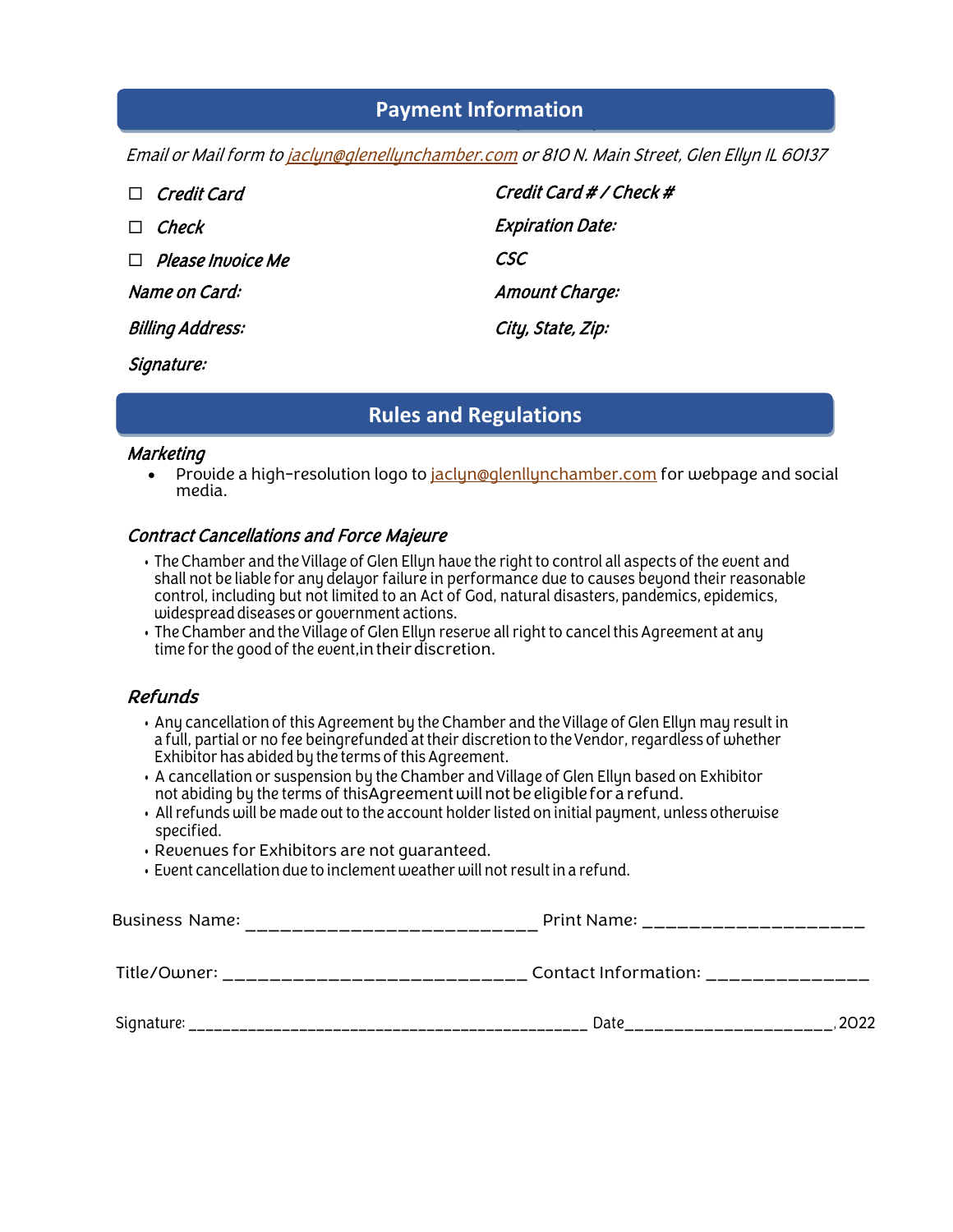## Payment Information

*Email or Mail form to jaclyn@glenellynchamber.com or 810 N. Main Street, Glen Ellyn IL 60137*

☐ *Credit Card*

☐ *Check*

☐ *Please Invoice Me*

*Name on Card:*

*Billing Address:*

*Signature:*

*Credit Card # / Check #*

*Expiration Date:*

*CSC*

*Amount Charge:*

*City, State, Zip:*

## Rules and Regulations

### *Marketing*

- Provide a high-resolution logo to jaclyn@glenllynchamber.com for webpage and social media.

### *Contract Cancellations and Force Majeure*

- The Chamber and the Village of Glen Ellyn have the right to control all aspects of the event and shall not be liable for any delayor failure in performance due to causes beyond their reasonable control, including but not limited to an Act of God, natural disasters, pandemics, epidemics, widespread diseases or government actions.
- The Chamber and the Village of Glen Ellyn reserve all right to cancel this Agreement at any time for the good of the event,in their discretion.

### *Refunds*

- Any cancellation of this Agreement by the Chamber and the Village of Glen Ellyn may result in a full, partial or no fee beingrefunded at their discretion to the Vendor, regardless of whether Exhibitor has abided by the terms of this Agreement.
- A cancellation or suspension by the Chamber and Village of Glen Ellyn based on Exhibitor not abiding by the terms of thisAgreement will not be eligible for a refund.
- All refunds will be made out to the account holder listed on initial payment, unless otherwise specified.
- Revenues for Exhibitors are not guaranteed.
- Event cancellation due to inclement weather will not result in a refund.

Business Name: __________________________ Print Name: ____________________

Title/Owner: ___________________________ Contact Information: _______________

Signature: ____________________________________________ Date____________________, 2022